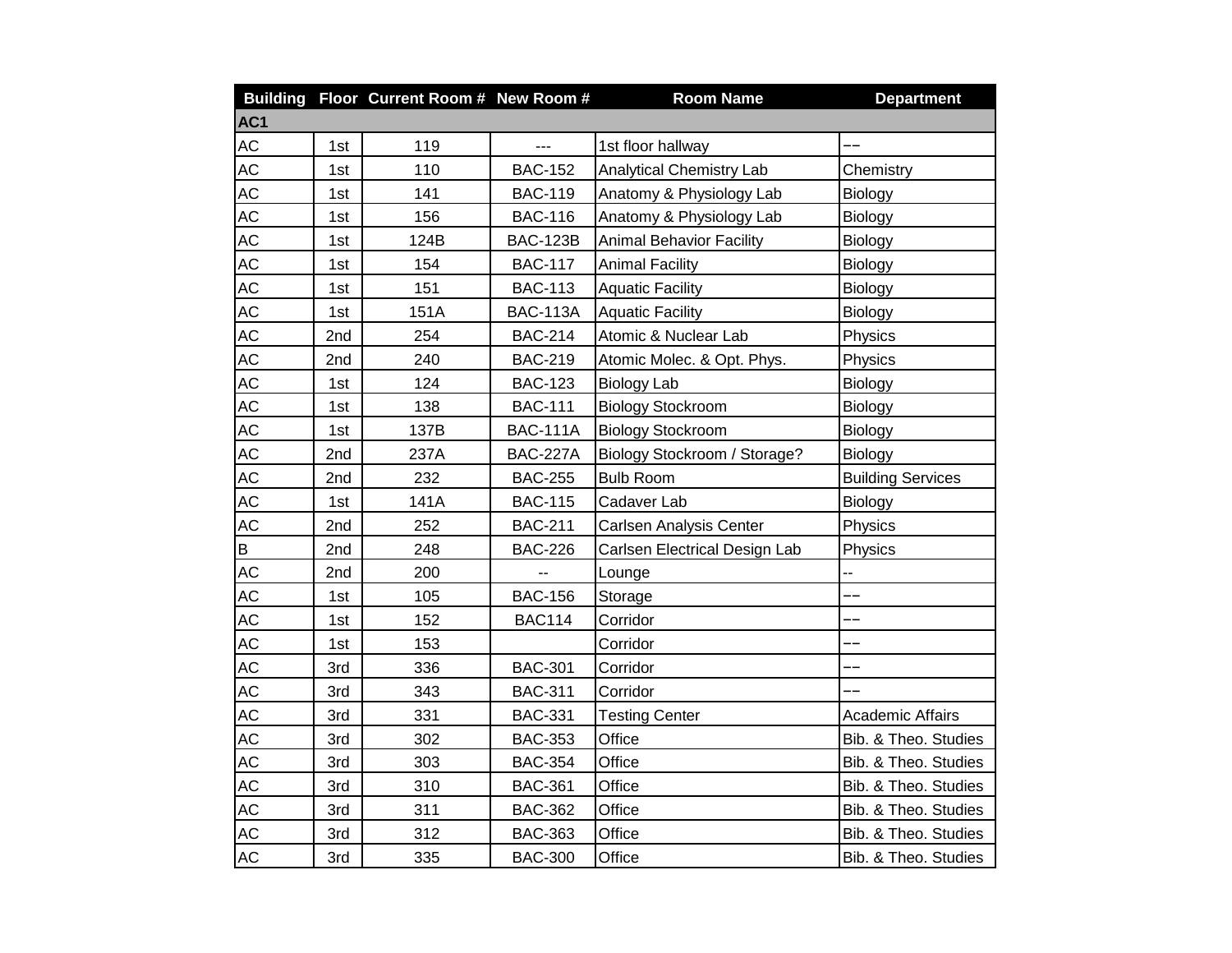| Building | Floor | Current Room # | New Room # | Room Name | Department |
|---|---|---|---|---|---|
| **AC1** | | | | | |
| AC | 1st | 119 | --- | 1st floor hallway | –– |
| AC | 1st | 110 | BAC-152 | Analytical Chemistry Lab | Chemistry |
| AC | 1st | 141 | BAC-119 | Anatomy & Physiology Lab | Biology |
| AC | 1st | 156 | BAC-116 | Anatomy & Physiology Lab | Biology |
| AC | 1st | 124B | BAC-123B | Animal Behavior Facility | Biology |
| AC | 1st | 154 | BAC-117 | Animal Facility | Biology |
| AC | 1st | 151 | BAC-113 | Aquatic Facility | Biology |
| AC | 1st | 151A | BAC-113A | Aquatic Facility | Biology |
| AC | 2nd | 254 | BAC-214 | Atomic & Nuclear Lab | Physics |
| AC | 2nd | 240 | BAC-219 | Atomic Molec. & Opt. Phys. | Physics |
| AC | 1st | 124 | BAC-123 | Biology Lab | Biology |
| AC | 1st | 138 | BAC-111 | Biology Stockroom | Biology |
| AC | 1st | 137B | BAC-111A | Biology Stockroom | Biology |
| AC | 2nd | 237A | BAC-227A | Biology Stockroom / Storage? | Biology |
| AC | 2nd | 232 | BAC-255 | Bulb Room | Building Services |
| AC | 1st | 141A | BAC-115 | Cadaver Lab | Biology |
| AC | 2nd | 252 | BAC-211 | Carlsen Analysis Center | Physics |
| B | 2nd | 248 | BAC-226 | Carlsen Electrical Design Lab | Physics |
| AC | 2nd | 200 | -- | Lounge | -- |
| AC | 1st | 105 | BAC-156 | Storage | –– |
| AC | 1st | 152 | BAC114 | Corridor | –– |
| AC | 1st | 153 | | Corridor | –– |
| AC | 3rd | 336 | BAC-301 | Corridor | –– |
| AC | 3rd | 343 | BAC-311 | Corridor | –– |
| AC | 3rd | 331 | BAC-331 | Testing Center | Academic Affairs |
| AC | 3rd | 302 | BAC-353 | Office | Bib. & Theo. Studies |
| AC | 3rd | 303 | BAC-354 | Office | Bib. & Theo. Studies |
| AC | 3rd | 310 | BAC-361 | Office | Bib. & Theo. Studies |
| AC | 3rd | 311 | BAC-362 | Office | Bib. & Theo. Studies |
| AC | 3rd | 312 | BAC-363 | Office | Bib. & Theo. Studies |
| AC | 3rd | 335 | BAC-300 | Office | Bib. & Theo. Studies |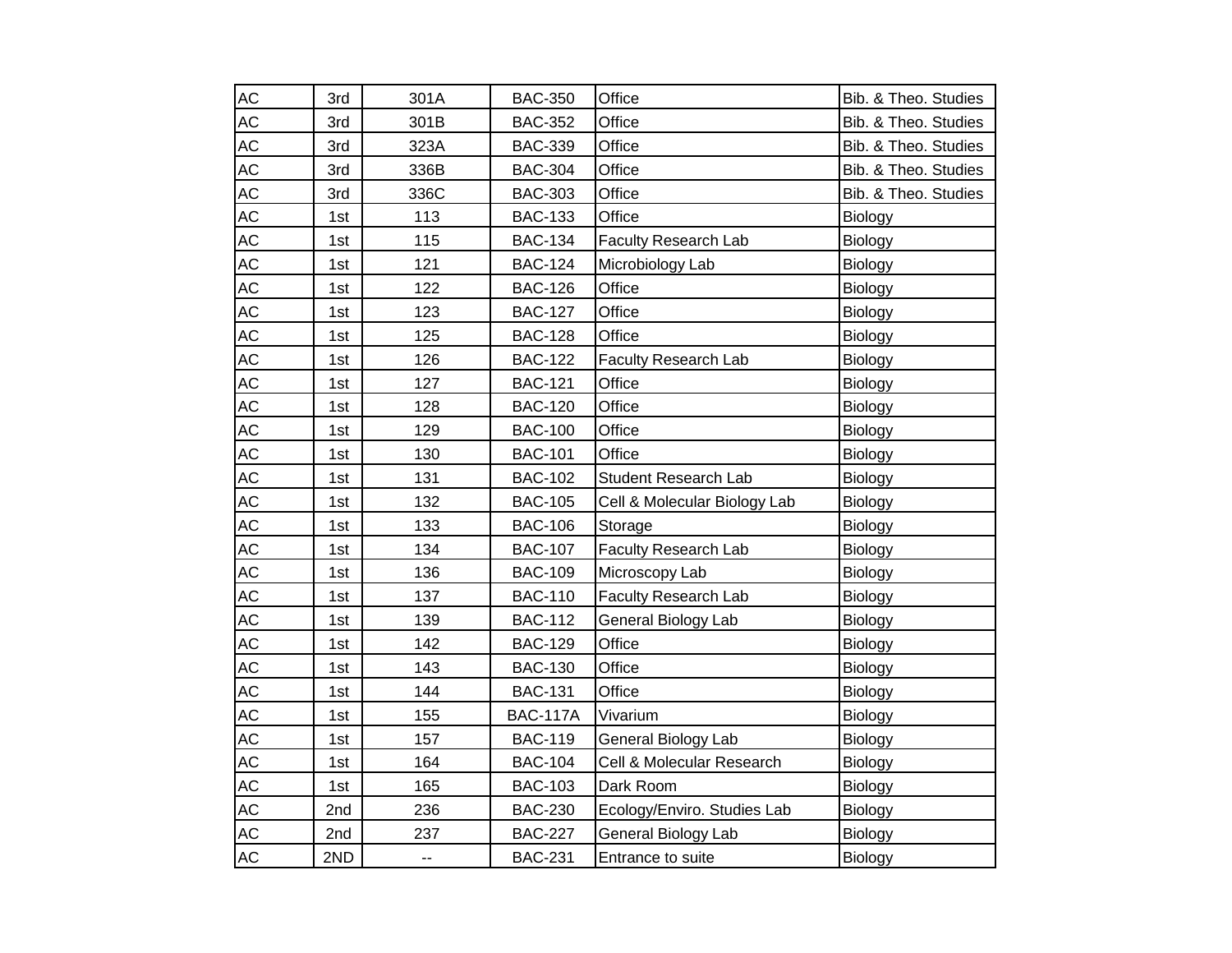| | | | | | |
|---|---|---|---|---|---|
| AC | 3rd | 301A | BAC-350 | Office | Bib. & Theo. Studies |
| AC | 3rd | 301B | BAC-352 | Office | Bib. & Theo. Studies |
| AC | 3rd | 323A | BAC-339 | Office | Bib. & Theo. Studies |
| AC | 3rd | 336B | BAC-304 | Office | Bib. & Theo. Studies |
| AC | 3rd | 336C | BAC-303 | Office | Bib. & Theo. Studies |
| AC | 1st | 113 | BAC-133 | Office | Biology |
| AC | 1st | 115 | BAC-134 | Faculty Research Lab | Biology |
| AC | 1st | 121 | BAC-124 | Microbiology Lab | Biology |
| AC | 1st | 122 | BAC-126 | Office | Biology |
| AC | 1st | 123 | BAC-127 | Office | Biology |
| AC | 1st | 125 | BAC-128 | Office | Biology |
| AC | 1st | 126 | BAC-122 | Faculty Research Lab | Biology |
| AC | 1st | 127 | BAC-121 | Office | Biology |
| AC | 1st | 128 | BAC-120 | Office | Biology |
| AC | 1st | 129 | BAC-100 | Office | Biology |
| AC | 1st | 130 | BAC-101 | Office | Biology |
| AC | 1st | 131 | BAC-102 | Student Research Lab | Biology |
| AC | 1st | 132 | BAC-105 | Cell & Molecular Biology Lab | Biology |
| AC | 1st | 133 | BAC-106 | Storage | Biology |
| AC | 1st | 134 | BAC-107 | Faculty Research Lab | Biology |
| AC | 1st | 136 | BAC-109 | Microscopy Lab | Biology |
| AC | 1st | 137 | BAC-110 | Faculty Research Lab | Biology |
| AC | 1st | 139 | BAC-112 | General Biology Lab | Biology |
| AC | 1st | 142 | BAC-129 | Office | Biology |
| AC | 1st | 143 | BAC-130 | Office | Biology |
| AC | 1st | 144 | BAC-131 | Office | Biology |
| AC | 1st | 155 | BAC-117A | Vivarium | Biology |
| AC | 1st | 157 | BAC-119 | General Biology Lab | Biology |
| AC | 1st | 164 | BAC-104 | Cell & Molecular Research | Biology |
| AC | 1st | 165 | BAC-103 | Dark Room | Biology |
| AC | 2nd | 236 | BAC-230 | Ecology/Enviro. Studies Lab | Biology |
| AC | 2nd | 237 | BAC-227 | General Biology Lab | Biology |
| AC | 2ND | -- | BAC-231 | Entrance to suite | Biology |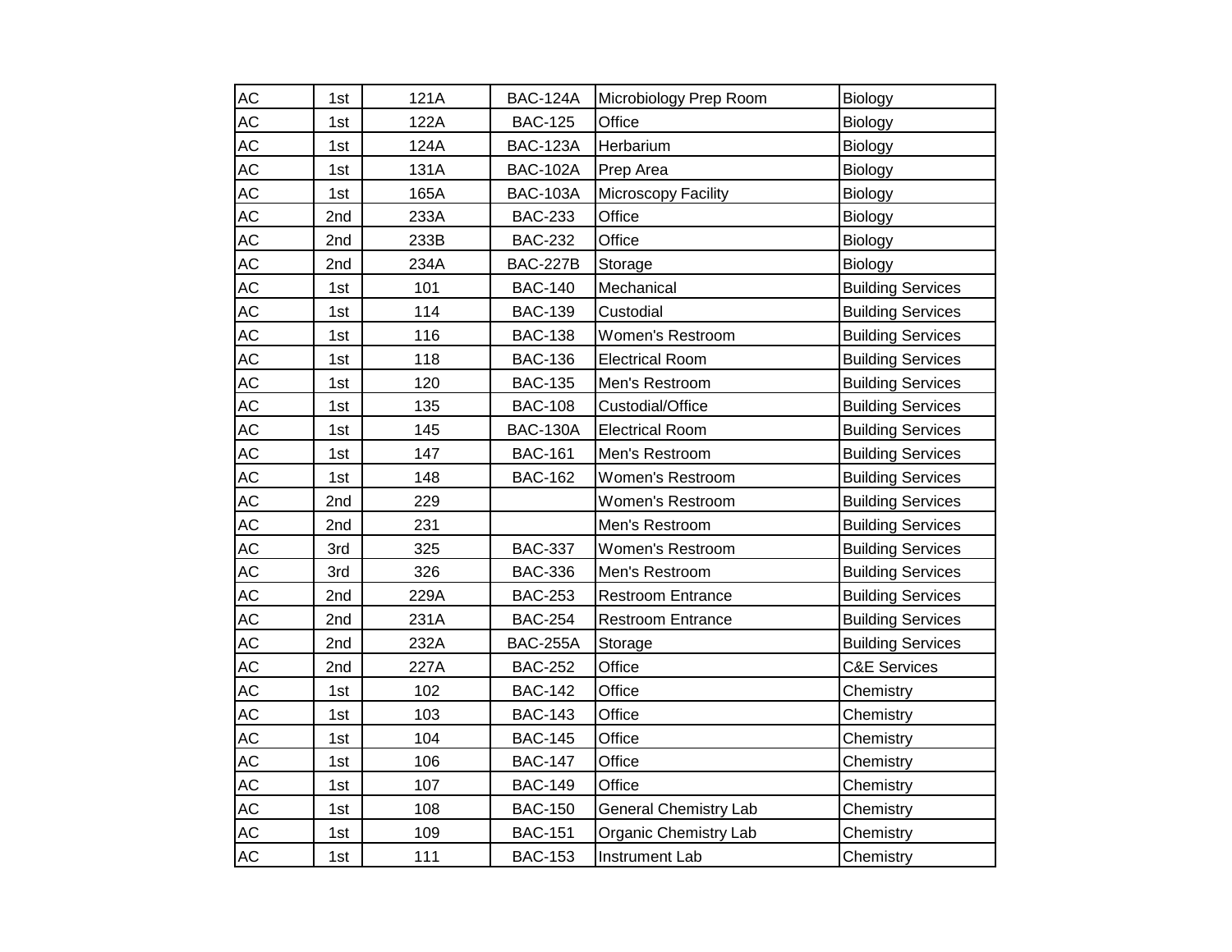| | | | | | |
|---|---|---|---|---|---|
| AC | 1st | 121A | BAC-124A | Microbiology Prep Room | Biology |
| AC | 1st | 122A | BAC-125 | Office | Biology |
| AC | 1st | 124A | BAC-123A | Herbarium | Biology |
| AC | 1st | 131A | BAC-102A | Prep Area | Biology |
| AC | 1st | 165A | BAC-103A | Microscopy Facility | Biology |
| AC | 2nd | 233A | BAC-233 | Office | Biology |
| AC | 2nd | 233B | BAC-232 | Office | Biology |
| AC | 2nd | 234A | BAC-227B | Storage | Biology |
| AC | 1st | 101 | BAC-140 | Mechanical | Building Services |
| AC | 1st | 114 | BAC-139 | Custodial | Building Services |
| AC | 1st | 116 | BAC-138 | Women's Restroom | Building Services |
| AC | 1st | 118 | BAC-136 | Electrical Room | Building Services |
| AC | 1st | 120 | BAC-135 | Men's Restroom | Building Services |
| AC | 1st | 135 | BAC-108 | Custodial/Office | Building Services |
| AC | 1st | 145 | BAC-130A | Electrical Room | Building Services |
| AC | 1st | 147 | BAC-161 | Men's Restroom | Building Services |
| AC | 1st | 148 | BAC-162 | Women's Restroom | Building Services |
| AC | 2nd | 229 | | Women's Restroom | Building Services |
| AC | 2nd | 231 | | Men's Restroom | Building Services |
| AC | 3rd | 325 | BAC-337 | Women's Restroom | Building Services |
| AC | 3rd | 326 | BAC-336 | Men's Restroom | Building Services |
| AC | 2nd | 229A | BAC-253 | Restroom Entrance | Building Services |
| AC | 2nd | 231A | BAC-254 | Restroom Entrance | Building Services |
| AC | 2nd | 232A | BAC-255A | Storage | Building Services |
| AC | 2nd | 227A | BAC-252 | Office | C&E Services |
| AC | 1st | 102 | BAC-142 | Office | Chemistry |
| AC | 1st | 103 | BAC-143 | Office | Chemistry |
| AC | 1st | 104 | BAC-145 | Office | Chemistry |
| AC | 1st | 106 | BAC-147 | Office | Chemistry |
| AC | 1st | 107 | BAC-149 | Office | Chemistry |
| AC | 1st | 108 | BAC-150 | General Chemistry Lab | Chemistry |
| AC | 1st | 109 | BAC-151 | Organic Chemistry Lab | Chemistry |
| AC | 1st | 111 | BAC-153 | Instrument Lab | Chemistry |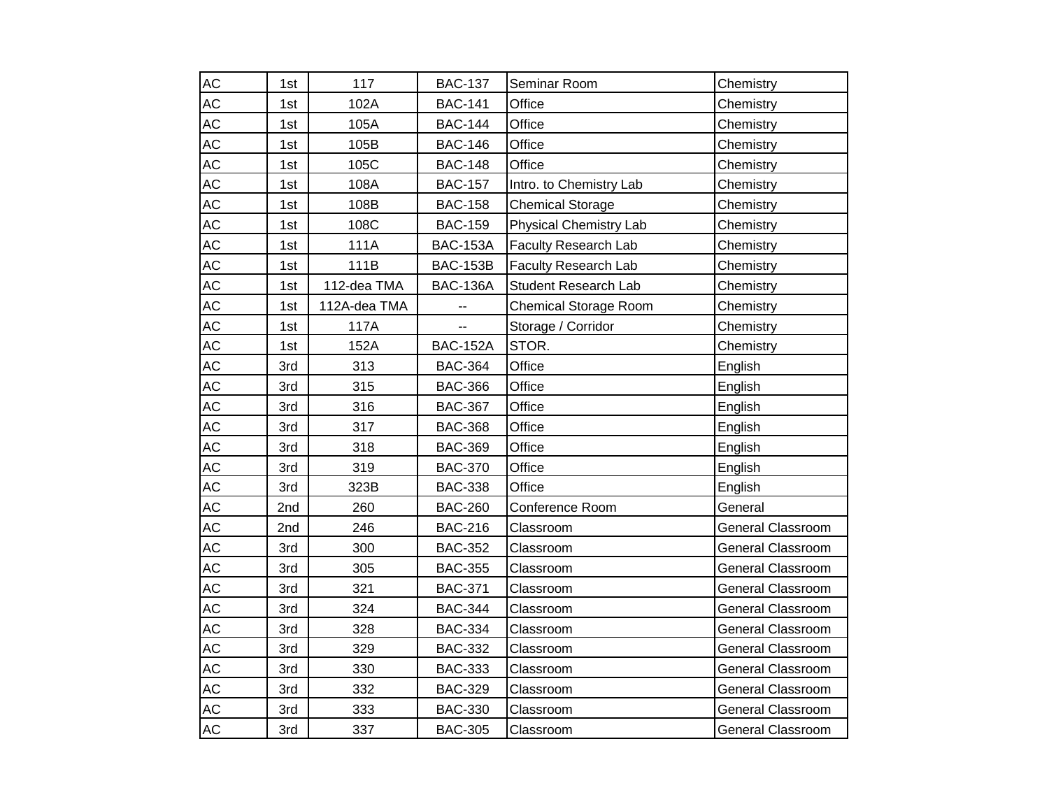| | | | | | |
|---|---|---|---|---|---|
| AC | 1st | 117 | BAC-137 | Seminar Room | Chemistry |
| AC | 1st | 102A | BAC-141 | Office | Chemistry |
| AC | 1st | 105A | BAC-144 | Office | Chemistry |
| AC | 1st | 105B | BAC-146 | Office | Chemistry |
| AC | 1st | 105C | BAC-148 | Office | Chemistry |
| AC | 1st | 108A | BAC-157 | Intro. to Chemistry Lab | Chemistry |
| AC | 1st | 108B | BAC-158 | Chemical Storage | Chemistry |
| AC | 1st | 108C | BAC-159 | Physical Chemistry Lab | Chemistry |
| AC | 1st | 111A | BAC-153A | Faculty Research Lab | Chemistry |
| AC | 1st | 111B | BAC-153B | Faculty Research Lab | Chemistry |
| AC | 1st | 112-dea TMA | BAC-136A | Student Research Lab | Chemistry |
| AC | 1st | 112A-dea TMA | -- | Chemical Storage Room | Chemistry |
| AC | 1st | 117A | -- | Storage / Corridor | Chemistry |
| AC | 1st | 152A | BAC-152A | STOR. | Chemistry |
| AC | 3rd | 313 | BAC-364 | Office | English |
| AC | 3rd | 315 | BAC-366 | Office | English |
| AC | 3rd | 316 | BAC-367 | Office | English |
| AC | 3rd | 317 | BAC-368 | Office | English |
| AC | 3rd | 318 | BAC-369 | Office | English |
| AC | 3rd | 319 | BAC-370 | Office | English |
| AC | 3rd | 323B | BAC-338 | Office | English |
| AC | 2nd | 260 | BAC-260 | Conference Room | General |
| AC | 2nd | 246 | BAC-216 | Classroom | General Classroom |
| AC | 3rd | 300 | BAC-352 | Classroom | General Classroom |
| AC | 3rd | 305 | BAC-355 | Classroom | General Classroom |
| AC | 3rd | 321 | BAC-371 | Classroom | General Classroom |
| AC | 3rd | 324 | BAC-344 | Classroom | General Classroom |
| AC | 3rd | 328 | BAC-334 | Classroom | General Classroom |
| AC | 3rd | 329 | BAC-332 | Classroom | General Classroom |
| AC | 3rd | 330 | BAC-333 | Classroom | General Classroom |
| AC | 3rd | 332 | BAC-329 | Classroom | General Classroom |
| AC | 3rd | 333 | BAC-330 | Classroom | General Classroom |
| AC | 3rd | 337 | BAC-305 | Classroom | General Classroom |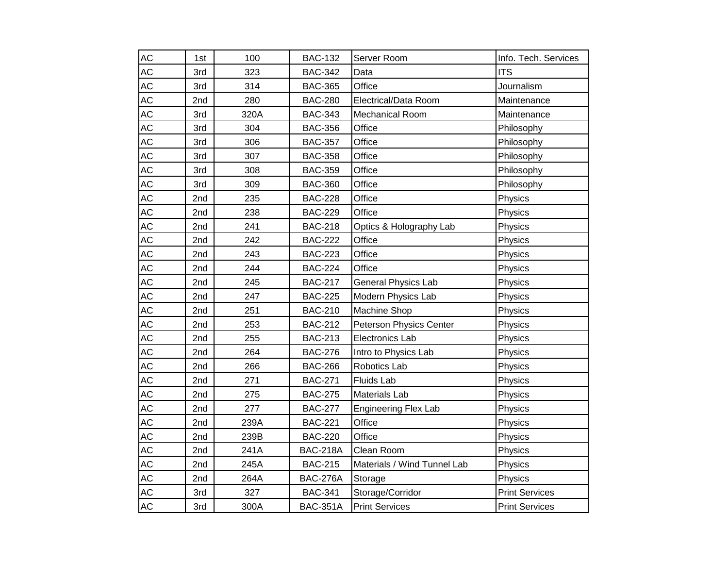| | | | | | |
|---|---|---|---|---|---|
| AC | 1st | 100 | BAC-132 | Server Room | Info. Tech. Services |
| AC | 3rd | 323 | BAC-342 | Data | ITS |
| AC | 3rd | 314 | BAC-365 | Office | Journalism |
| AC | 2nd | 280 | BAC-280 | Electrical/Data Room | Maintenance |
| AC | 3rd | 320A | BAC-343 | Mechanical Room | Maintenance |
| AC | 3rd | 304 | BAC-356 | Office | Philosophy |
| AC | 3rd | 306 | BAC-357 | Office | Philosophy |
| AC | 3rd | 307 | BAC-358 | Office | Philosophy |
| AC | 3rd | 308 | BAC-359 | Office | Philosophy |
| AC | 3rd | 309 | BAC-360 | Office | Philosophy |
| AC | 2nd | 235 | BAC-228 | Office | Physics |
| AC | 2nd | 238 | BAC-229 | Office | Physics |
| AC | 2nd | 241 | BAC-218 | Optics & Holography Lab | Physics |
| AC | 2nd | 242 | BAC-222 | Office | Physics |
| AC | 2nd | 243 | BAC-223 | Office | Physics |
| AC | 2nd | 244 | BAC-224 | Office | Physics |
| AC | 2nd | 245 | BAC-217 | General Physics Lab | Physics |
| AC | 2nd | 247 | BAC-225 | Modern Physics Lab | Physics |
| AC | 2nd | 251 | BAC-210 | Machine Shop | Physics |
| AC | 2nd | 253 | BAC-212 | Peterson Physics Center | Physics |
| AC | 2nd | 255 | BAC-213 | Electronics Lab | Physics |
| AC | 2nd | 264 | BAC-276 | Intro to Physics Lab | Physics |
| AC | 2nd | 266 | BAC-266 | Robotics Lab | Physics |
| AC | 2nd | 271 | BAC-271 | Fluids Lab | Physics |
| AC | 2nd | 275 | BAC-275 | Materials Lab | Physics |
| AC | 2nd | 277 | BAC-277 | Engineering Flex Lab | Physics |
| AC | 2nd | 239A | BAC-221 | Office | Physics |
| AC | 2nd | 239B | BAC-220 | Office | Physics |
| AC | 2nd | 241A | BAC-218A | Clean Room | Physics |
| AC | 2nd | 245A | BAC-215 | Materials / Wind Tunnel Lab | Physics |
| AC | 2nd | 264A | BAC-276A | Storage | Physics |
| AC | 3rd | 327 | BAC-341 | Storage/Corridor | Print Services |
| AC | 3rd | 300A | BAC-351A | Print Services | Print Services |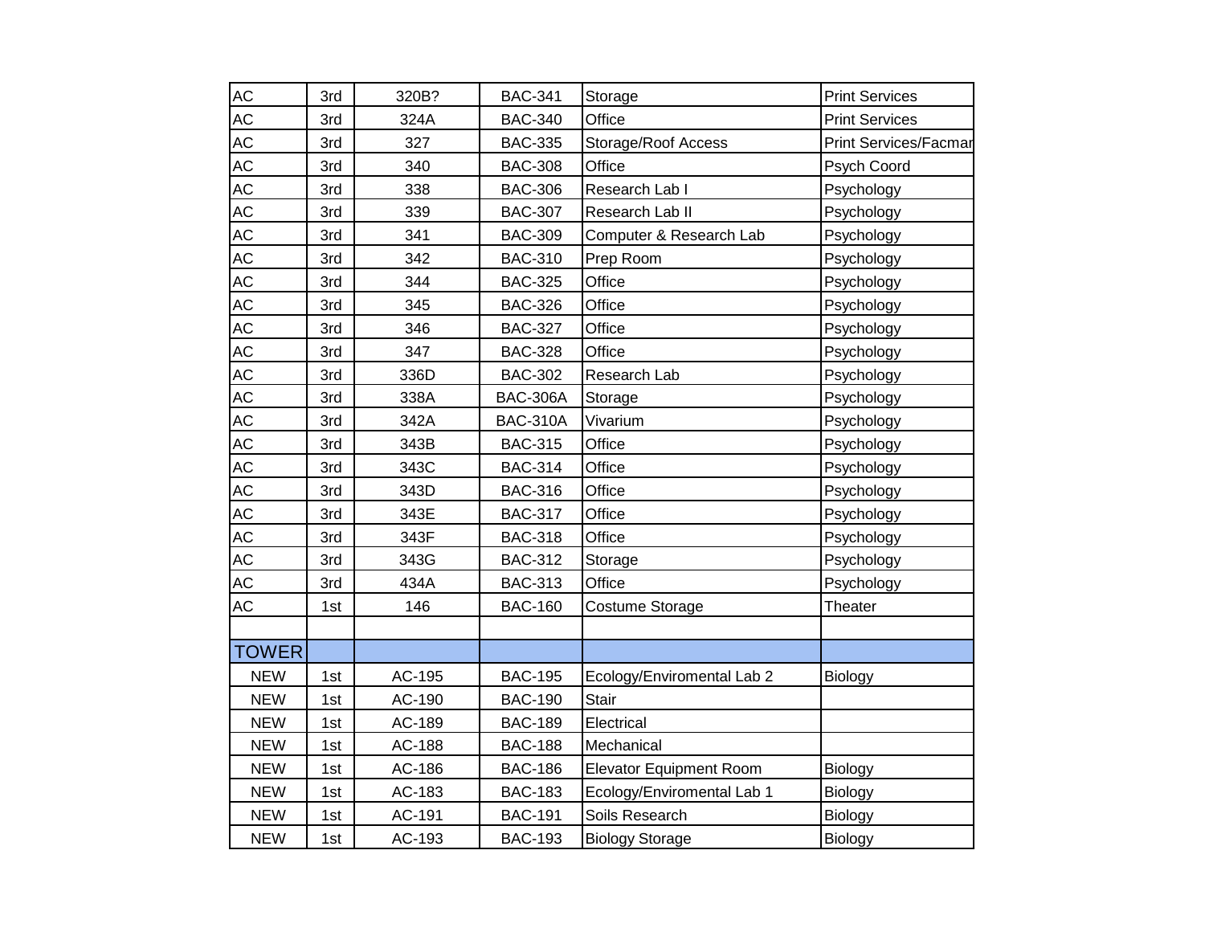| | | | | | |
|---|---|---|---|---|---|
| AC | 3rd | 320B? | BAC-341 | Storage | Print Services |
| AC | 3rd | 324A | BAC-340 | Office | Print Services |
| AC | 3rd | 327 | BAC-335 | Storage/Roof Access | Print Services/Facmar |
| AC | 3rd | 340 | BAC-308 | Office | Psych Coord |
| AC | 3rd | 338 | BAC-306 | Research Lab I | Psychology |
| AC | 3rd | 339 | BAC-307 | Research Lab II | Psychology |
| AC | 3rd | 341 | BAC-309 | Computer & Research Lab | Psychology |
| AC | 3rd | 342 | BAC-310 | Prep Room | Psychology |
| AC | 3rd | 344 | BAC-325 | Office | Psychology |
| AC | 3rd | 345 | BAC-326 | Office | Psychology |
| AC | 3rd | 346 | BAC-327 | Office | Psychology |
| AC | 3rd | 347 | BAC-328 | Office | Psychology |
| AC | 3rd | 336D | BAC-302 | Research Lab | Psychology |
| AC | 3rd | 338A | BAC-306A | Storage | Psychology |
| AC | 3rd | 342A | BAC-310A | Vivarium | Psychology |
| AC | 3rd | 343B | BAC-315 | Office | Psychology |
| AC | 3rd | 343C | BAC-314 | Office | Psychology |
| AC | 3rd | 343D | BAC-316 | Office | Psychology |
| AC | 3rd | 343E | BAC-317 | Office | Psychology |
| AC | 3rd | 343F | BAC-318 | Office | Psychology |
| AC | 3rd | 343G | BAC-312 | Storage | Psychology |
| AC | 3rd | 434A | BAC-313 | Office | Psychology |
| AC | 1st | 146 | BAC-160 | Costume Storage | Theater |
| | | | | | |
| TOWER | | | | | |
| NEW | 1st | AC-195 | BAC-195 | Ecology/Enviromental Lab 2 | Biology |
| NEW | 1st | AC-190 | BAC-190 | Stair | |
| NEW | 1st | AC-189 | BAC-189 | Electrical | |
| NEW | 1st | AC-188 | BAC-188 | Mechanical | |
| NEW | 1st | AC-186 | BAC-186 | Elevator Equipment Room | Biology |
| NEW | 1st | AC-183 | BAC-183 | Ecology/Enviromental Lab 1 | Biology |
| NEW | 1st | AC-191 | BAC-191 | Soils Research | Biology |
| NEW | 1st | AC-193 | BAC-193 | Biology Storage | Biology |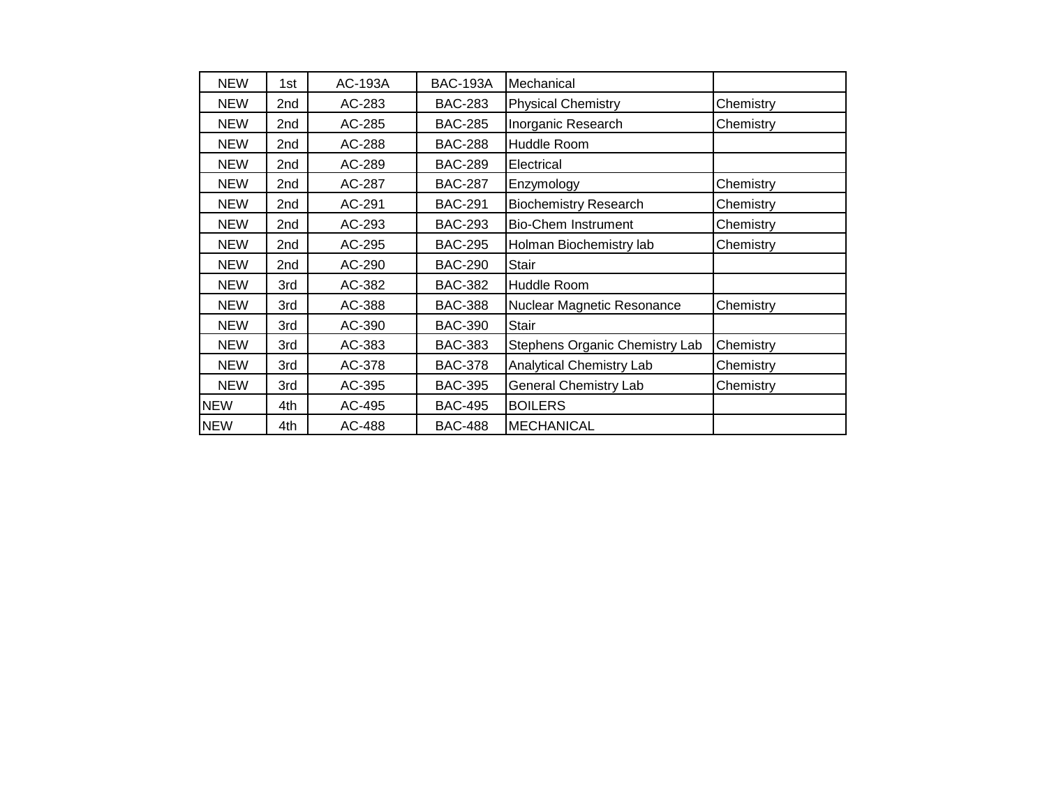| | | | | | |
|---|---|---|---|---|---|
| NEW | 1st | AC-193A | BAC-193A | Mechanical | |
| NEW | 2nd | AC-283 | BAC-283 | Physical Chemistry | Chemistry |
| NEW | 2nd | AC-285 | BAC-285 | Inorganic Research | Chemistry |
| NEW | 2nd | AC-288 | BAC-288 | Huddle Room | |
| NEW | 2nd | AC-289 | BAC-289 | Electrical | |
| NEW | 2nd | AC-287 | BAC-287 | Enzymology | Chemistry |
| NEW | 2nd | AC-291 | BAC-291 | Biochemistry Research | Chemistry |
| NEW | 2nd | AC-293 | BAC-293 | Bio-Chem Instrument | Chemistry |
| NEW | 2nd | AC-295 | BAC-295 | Holman Biochemistry lab | Chemistry |
| NEW | 2nd | AC-290 | BAC-290 | Stair | |
| NEW | 3rd | AC-382 | BAC-382 | Huddle Room | |
| NEW | 3rd | AC-388 | BAC-388 | Nuclear Magnetic Resonance | Chemistry |
| NEW | 3rd | AC-390 | BAC-390 | Stair | |
| NEW | 3rd | AC-383 | BAC-383 | Stephens Organic Chemistry Lab | Chemistry |
| NEW | 3rd | AC-378 | BAC-378 | Analytical Chemistry Lab | Chemistry |
| NEW | 3rd | AC-395 | BAC-395 | General Chemistry Lab | Chemistry |
| NEW | 4th | AC-495 | BAC-495 | BOILERS | |
| NEW | 4th | AC-488 | BAC-488 | MECHANICAL | |